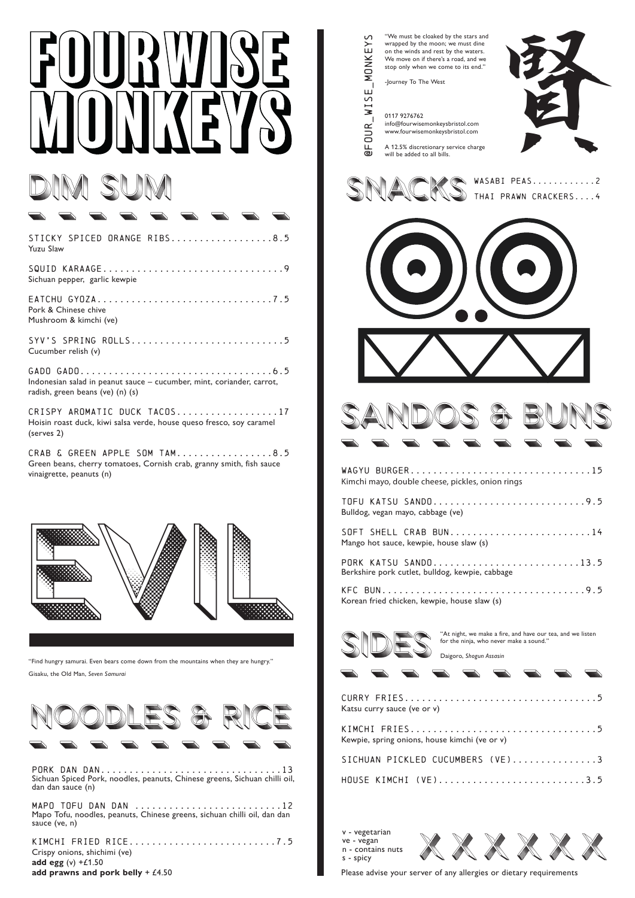# FOUR WISE MONKEYS

## DIM SUM

STICKY SPICED ORANGE RIBS..................8.5
Yuzu Slaw

SQUID KARAAGE................................9
Sichuan pepper, garlic kewpie

EATCHU GYOZA...............................7.5
Pork & Chinese chive
Mushroom & kimchi (ve)

SYV'S SPRING ROLLS...........................5
Cucumber relish (v)

GADO GADO..................................6.5
Indonesian salad in peanut sauce – cucumber, mint, coriander, carrot, radish, green beans (ve) (n) (s)

CRISPY AROMATIC DUCK TACOS..................17
Hoisin roast duck, kiwi salsa verde, house queso fresco, soy caramel (serves 2)

CRAB & GREEN APPLE SOM TAM.................8.5
Green beans, cherry tomatoes, Cornish crab, granny smith, fish sauce vinaigrette, peanuts (n)

EVIL

"Find hungry samurai. Even bears come down from the mountains when they are hungry."

Gisaku, the Old Man, *Seven Samurai*

## NOODLES & RICE

PORK DAN DAN................................13
Sichuan Spiced Pork, noodles, peanuts, Chinese greens, Sichuan chilli oil, dan dan sauce (n)

MAPO TOFU DAN DAN ..........................12
Mapo Tofu, noodles, peanuts, Chinese greens, sichuan chilli oil, dan dan sauce (ve, n)

KIMCHI FRIED RICE..........................7.5
Crispy onions, shichimi (ve)
**add egg** (v) +£1.50
**add prawns and pork belly** + £4.50

@FOUR_WISE_MONKEYS

"We must be cloaked by the stars and wrapped by the moon; we must dine on the winds and rest by the waters. We move on if there's a road, and we stop only when we come to its end."

-Journey To The West

0117 9276762
info@fourwisemonkeysbristol.com
www.fourwisemonkeysbristol.com

A 12.5% discretionary service charge will be added to all bills.

賢

## SNACKS

WASABI PEAS............2
THAI PRAWN CRACKERS....4

## SANDOS & BUNS

WAGYU BURGER................................15
Kimchi mayo, double cheese, pickles, onion rings

TOFU KATSU SANDO...........................9.5
Bulldog, vegan mayo, cabbage (ve)

SOFT SHELL CRAB BUN.........................14
Mango hot sauce, kewpie, house slaw (s)

PORK KATSU SANDO..........................13.5
Berkshire pork cutlet, bulldog, kewpie, cabbage

KFC BUN....................................9.5
Korean fried chicken, kewpie, house slaw (s)

## SIDES

"At night, we make a fire, and have our tea, and we listen for the ninja, who never make a sound."

Daigoro, *Shogun Assasin*

CURRY FRIES..................................5
Katsu curry sauce (ve or v)

KIMCHI FRIES.................................5
Kewpie, spring onions, house kimchi (ve or v)

SICHUAN PICKLED CUCUMBERS (VE)...............3

HOUSE KIMCHI (VE)..........................3.5

v - vegetarian
ve - vegan
n - contains nuts
s - spicy

Please advise your server of any allergies or dietary requirements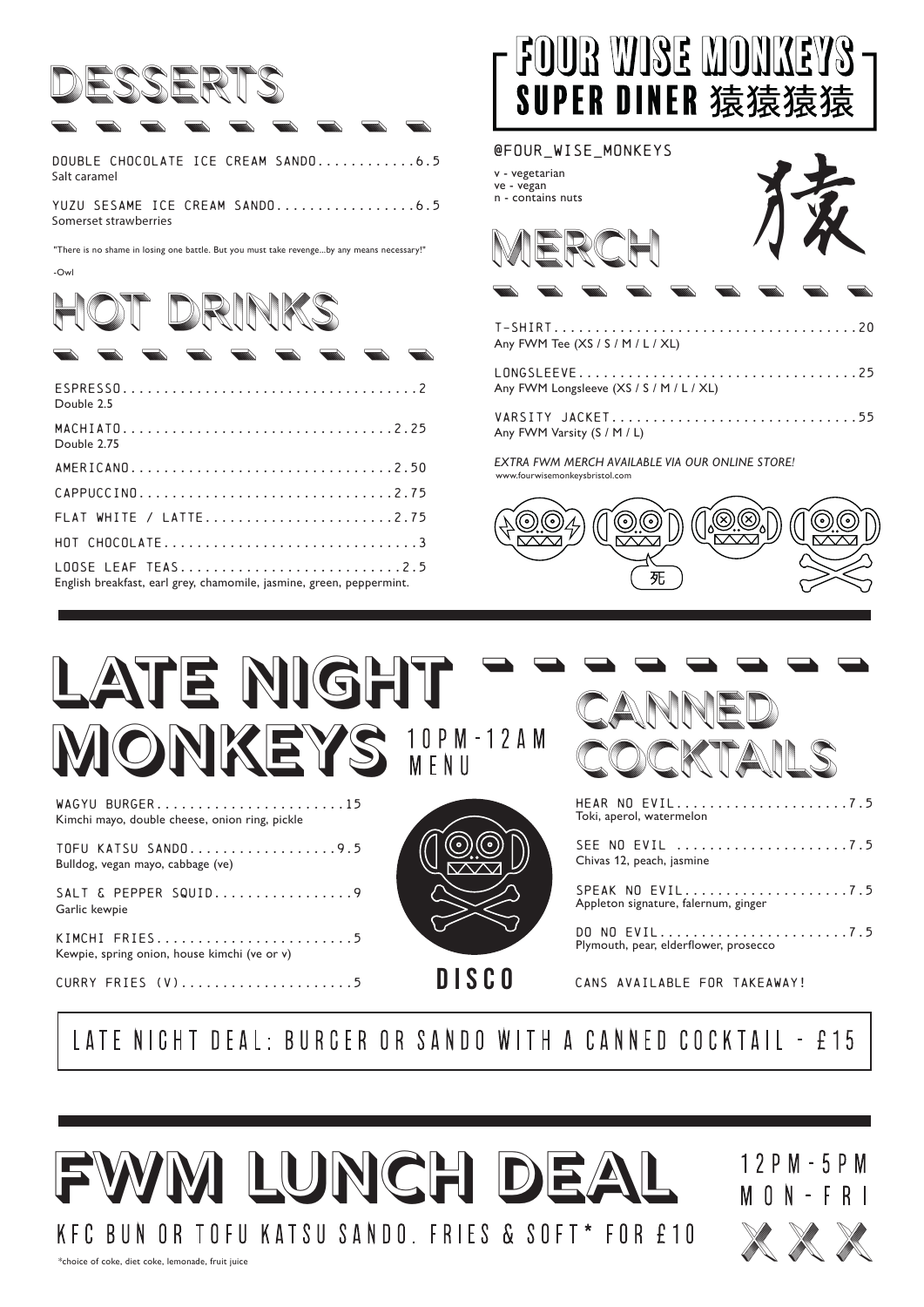# FOUR WISE MONKEYS SUPER DINER 猿猿猿猿

@FOUR_WISE_MONKEYS

v - vegetarian
ve - vegan
n - contains nuts

猿

## DESSERTS

DOUBLE CHOCOLATE ICE CREAM SANDO............6.5
Salt caramel

YUZU SESAME ICE CREAM SANDO.................6.5
Somerset strawberries

"There is no shame in losing one battle. But you must take revenge...by any means necessary!"

-Owl

## HOT DRINKS

ESPRESSO....................................2
Double 2.5

MACHIATO.................................2.25
Double 2.75

AMERICANO................................2.50

CAPPUCCINO...............................2.75

FLAT WHITE / LATTE.......................2.75

HOT CHOCOLATE...............................3

LOOSE LEAF TEAS...........................2.5
English breakfast, earl grey, chamomile, jasmine, green, peppermint.

## MERCH

T-SHIRT.....................................20
Any FWM Tee (XS / S / M / L / XL)

LONGSLEEVE..................................25
Any FWM Longsleeve (XS / S / M / L / XL)

VARSITY JACKET..............................55
Any FWM Varsity (S / M / L)

*EXTRA FWM MERCH AVAILABLE VIA OUR ONLINE STORE!*
www.fourwisemonkeysbristol.com

死

## LATE NIGHT MONKEYS 10PM-12AM MENU

WAGYU BURGER.......................15
Kimchi mayo, double cheese, onion ring, pickle

TOFU KATSU SANDO..................9.5
Bulldog, vegan mayo, cabbage (ve)

SALT & PEPPER SQUID.................9
Garlic kewpie

KIMCHI FRIES........................5
Kewpie, spring onion, house kimchi (ve or v)

CURRY FRIES (V).....................5

DISCO

## CANNED COCKTAILS

HEAR NO EVIL.....................7.5
Toki, aperol, watermelon

SEE NO EVIL .....................7.5
Chivas 12, peach, jasmine

SPEAK NO EVIL....................7.5
Appleton signature, falernum, ginger

DO NO EVIL.......................7.5
Plymouth, pear, elderflower, prosecco

CANS AVAILABLE FOR TAKEAWAY!

LATE NIGHT DEAL: BURGER OR SANDO WITH A CANNED COCKTAIL - £15

## FWM LUNCH DEAL

12PM-5PM
MON-FRI

KFC BUN OR TOFU KATSU SANDO. FRIES & SOFT* FOR £10

*choice of coke, diet coke, lemonade, fruit juice